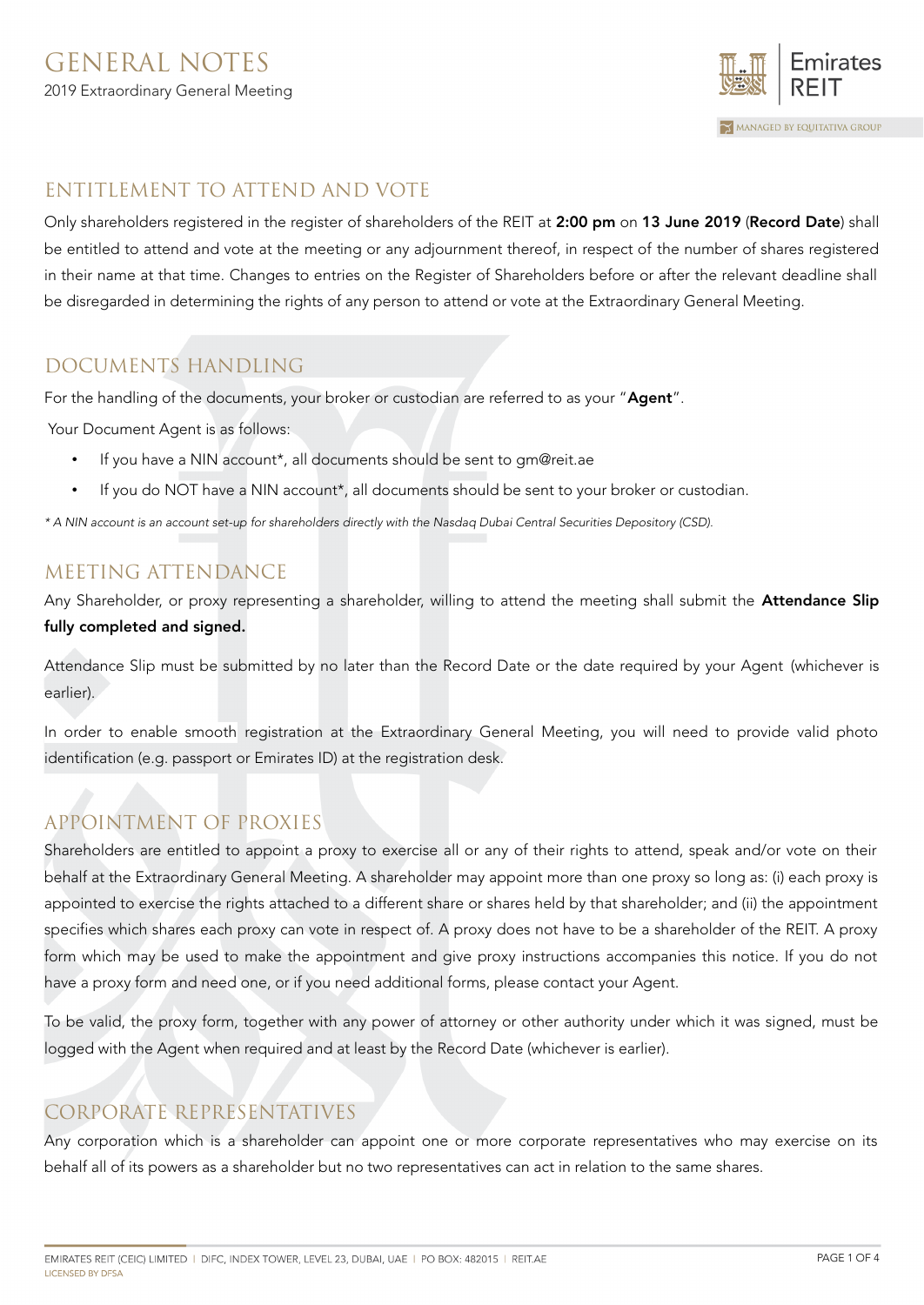# GENERAL NOTES

2019 Extraordinary General Meeting

## ENTITLEMENT TO ATTEND AND VOTE

Only shareholders registered in the register of shareholders of the REIT at **2:00 pm** on **13 June 2019** (**Record Date**) shall be entitled to attend and vote at the meeting or any adjournment thereof, in respect of the number of shares registered in their name at that time. Changes to entries on the Register of Shareholders before or after the relevant deadline shall be disregarded in determining the rights of any person to attend or vote at the Extraordinary General Meeting.

## DOCUMENTS HANDLING

For the handling of the documents, your broker or custodian are referred to as your "**Agent**".

Your Document Agent is as follows:

- If you have a NIN account*, all documents should be sent to gm@reit.ae
- If you do NOT have a NIN account*, all documents should be sent to your broker or custodian.

*\* A NIN account is an account set-up for shareholders directly with the Nasdaq Dubai Central Securities Depository (CSD).*

## MEETING ATTENDANCE

Any Shareholder, or proxy representing a shareholder, willing to attend the meeting shall submit the **Attendance Slip fully completed and signed.**

Attendance Slip must be submitted by no later than the Record Date or the date required by your Agent (whichever is earlier).

In order to enable smooth registration at the Extraordinary General Meeting, you will need to provide valid photo identification (e.g. passport or Emirates ID) at the registration desk.

## APPOINTMENT OF PROXIES

Shareholders are entitled to appoint a proxy to exercise all or any of their rights to attend, speak and/or vote on their behalf at the Extraordinary General Meeting. A shareholder may appoint more than one proxy so long as: (i) each proxy is appointed to exercise the rights attached to a different share or shares held by that shareholder; and (ii) the appointment specifies which shares each proxy can vote in respect of. A proxy does not have to be a shareholder of the REIT. A proxy form which may be used to make the appointment and give proxy instructions accompanies this notice. If you do not have a proxy form and need one, or if you need additional forms, please contact your Agent.

To be valid, the proxy form, together with any power of attorney or other authority under which it was signed, must be logged with the Agent when required and at least by the Record Date (whichever is earlier).

## CORPORATE REPRESENTATIVES

Any corporation which is a shareholder can appoint one or more corporate representatives who may exercise on its behalf all of its powers as a shareholder but no two representatives can act in relation to the same shares.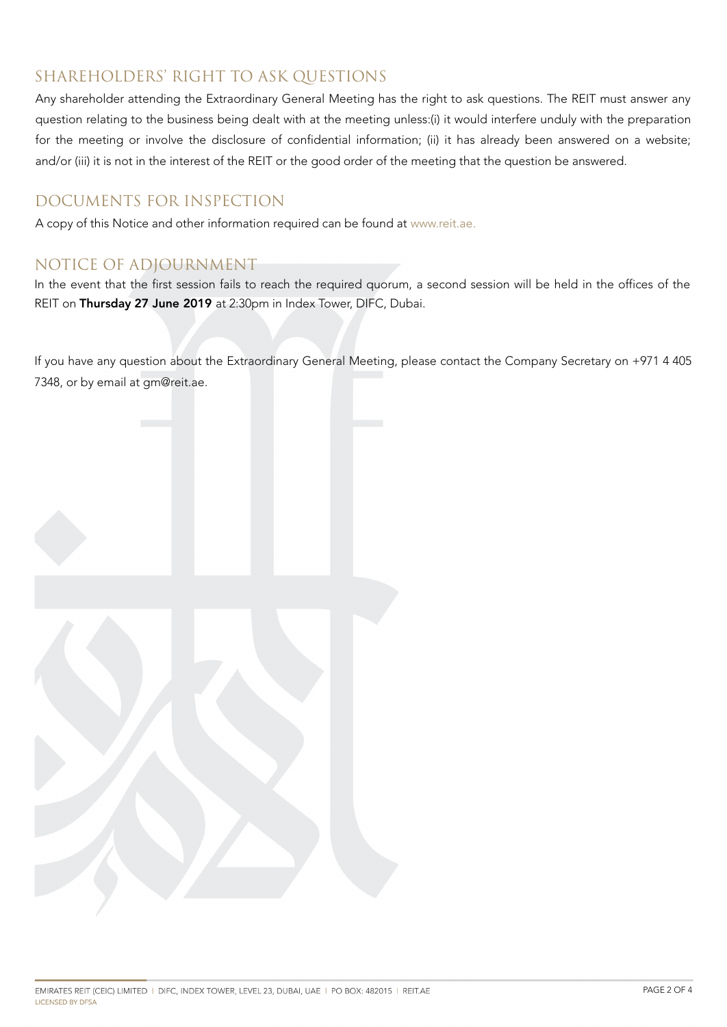## SHAREHOLDERS' RIGHT TO ASK QUESTIONS

Any shareholder attending the Extraordinary General Meeting has the right to ask questions. The REIT must answer any question relating to the business being dealt with at the meeting unless:(i) it would interfere unduly with the preparation for the meeting or involve the disclosure of confidential information; (ii) it has already been answered on a website; and/or (iii) it is not in the interest of the REIT or the good order of the meeting that the question be answered.

## DOCUMENTS FOR INSPECTION

A copy of this Notice and other information required can be found at www.reit.ae.

## NOTICE OF ADJOURNMENT

In the event that the first session fails to reach the required quorum, a second session will be held in the offices of the REIT on **Thursday 27 June 2019** at 2:30pm in Index Tower, DIFC, Dubai.

If you have any question about the Extraordinary General Meeting, please contact the Company Secretary on +971 4 405 7348, or by email at gm@reit.ae.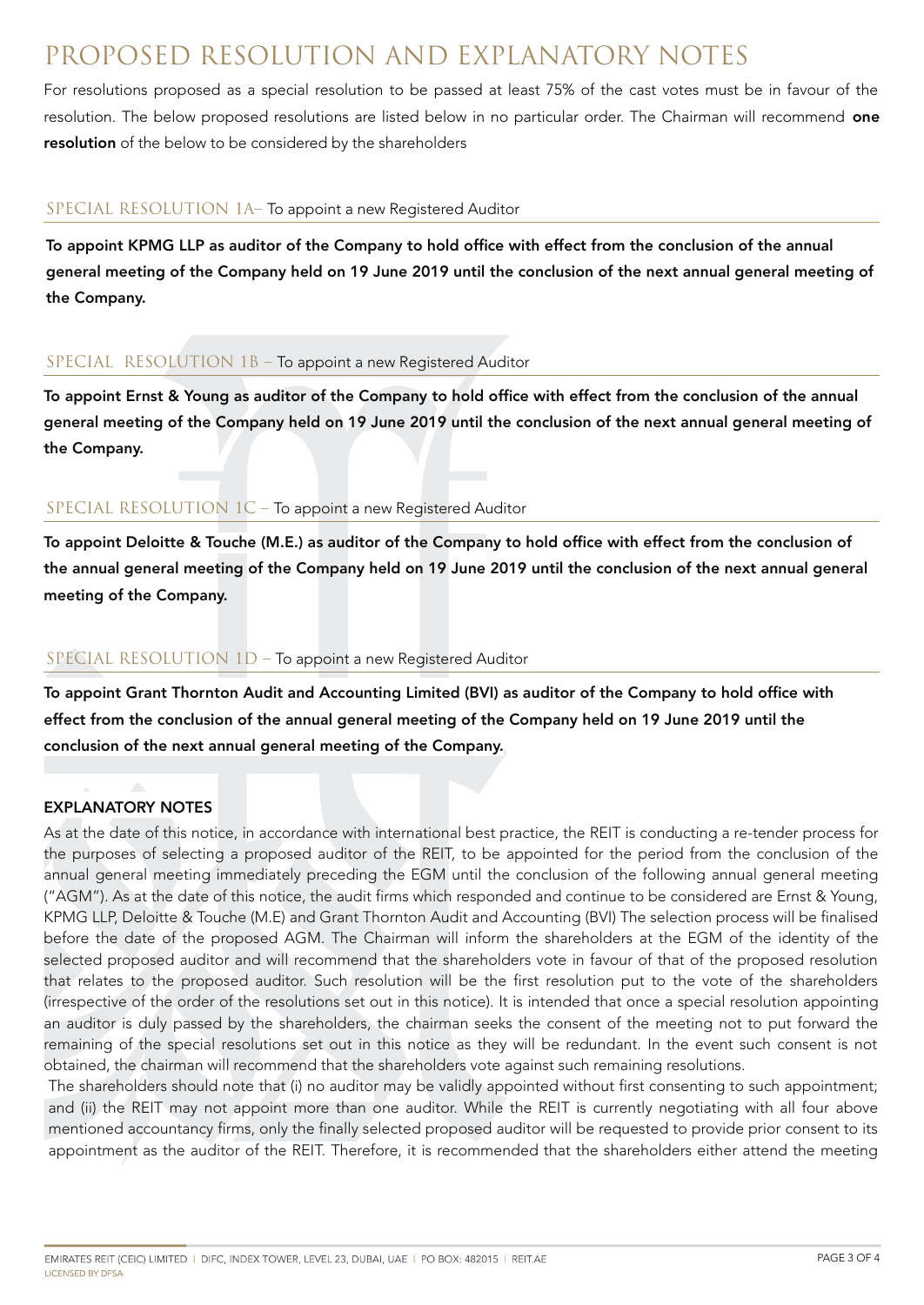# PROPOSED RESOLUTION AND EXPLANATORY NOTES

For resolutions proposed as a special resolution to be passed at least 75% of the cast votes must be in favour of the resolution. The below proposed resolutions are listed below in no particular order. The Chairman will recommend **one resolution** of the below to be considered by the shareholders

## SPECIAL RESOLUTION 1A– To appoint a new Registered Auditor

**To appoint KPMG LLP as auditor of the Company to hold office with effect from the conclusion of the annual general meeting of the Company held on 19 June 2019 until the conclusion of the next annual general meeting of the Company.**

## SPECIAL RESOLUTION 1B – To appoint a new Registered Auditor

**To appoint Ernst & Young as auditor of the Company to hold office with effect from the conclusion of the annual general meeting of the Company held on 19 June 2019 until the conclusion of the next annual general meeting of the Company.**

## SPECIAL RESOLUTION 1C – To appoint a new Registered Auditor

**To appoint Deloitte & Touche (M.E.) as auditor of the Company to hold office with effect from the conclusion of the annual general meeting of the Company held on 19 June 2019 until the conclusion of the next annual general meeting of the Company.**

## SPECIAL RESOLUTION 1D – To appoint a new Registered Auditor

**To appoint Grant Thornton Audit and Accounting Limited (BVI) as auditor of the Company to hold office with effect from the conclusion of the annual general meeting of the Company held on 19 June 2019 until the conclusion of the next annual general meeting of the Company.**

## EXPLANATORY NOTES

As at the date of this notice, in accordance with international best practice, the REIT is conducting a re-tender process for the purposes of selecting a proposed auditor of the REIT, to be appointed for the period from the conclusion of the annual general meeting immediately preceding the EGM until the conclusion of the following annual general meeting ("AGM"). As at the date of this notice, the audit firms which responded and continue to be considered are Ernst & Young, KPMG LLP, Deloitte & Touche (M.E) and Grant Thornton Audit and Accounting (BVI) The selection process will be finalised before the date of the proposed AGM. The Chairman will inform the shareholders at the EGM of the identity of the selected proposed auditor and will recommend that the shareholders vote in favour of that of the proposed resolution that relates to the proposed auditor. Such resolution will be the first resolution put to the vote of the shareholders (irrespective of the order of the resolutions set out in this notice). It is intended that once a special resolution appointing an auditor is duly passed by the shareholders, the chairman seeks the consent of the meeting not to put forward the remaining of the special resolutions set out in this notice as they will be redundant. In the event such consent is not obtained, the chairman will recommend that the shareholders vote against such remaining resolutions.

The shareholders should note that (i) no auditor may be validly appointed without first consenting to such appointment; and (ii) the REIT may not appoint more than one auditor. While the REIT is currently negotiating with all four above mentioned accountancy firms, only the finally selected proposed auditor will be requested to provide prior consent to its appointment as the auditor of the REIT. Therefore, it is recommended that the shareholders either attend the meeting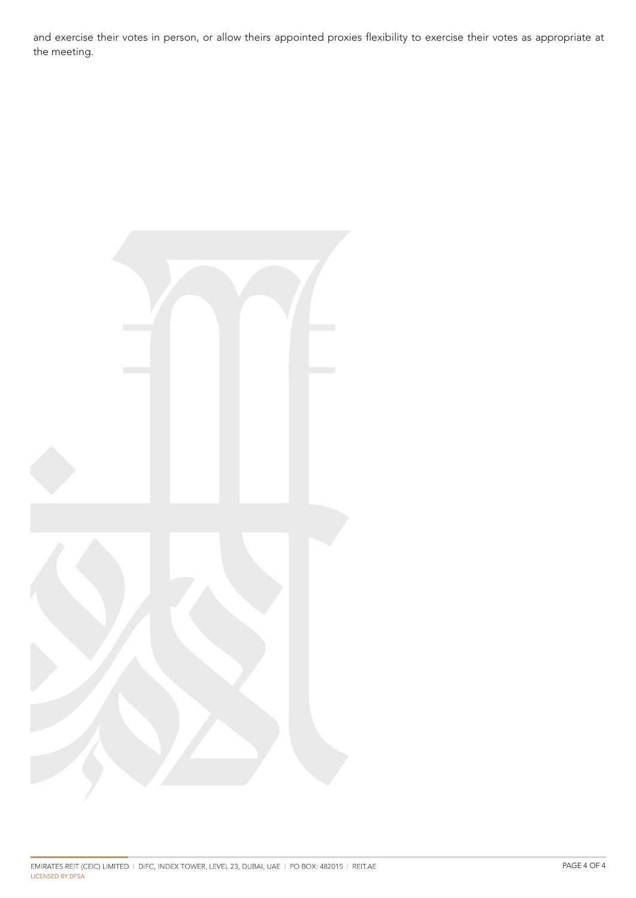and exercise their votes in person, or allow theirs appointed proxies flexibility to exercise their votes as appropriate at the meeting.